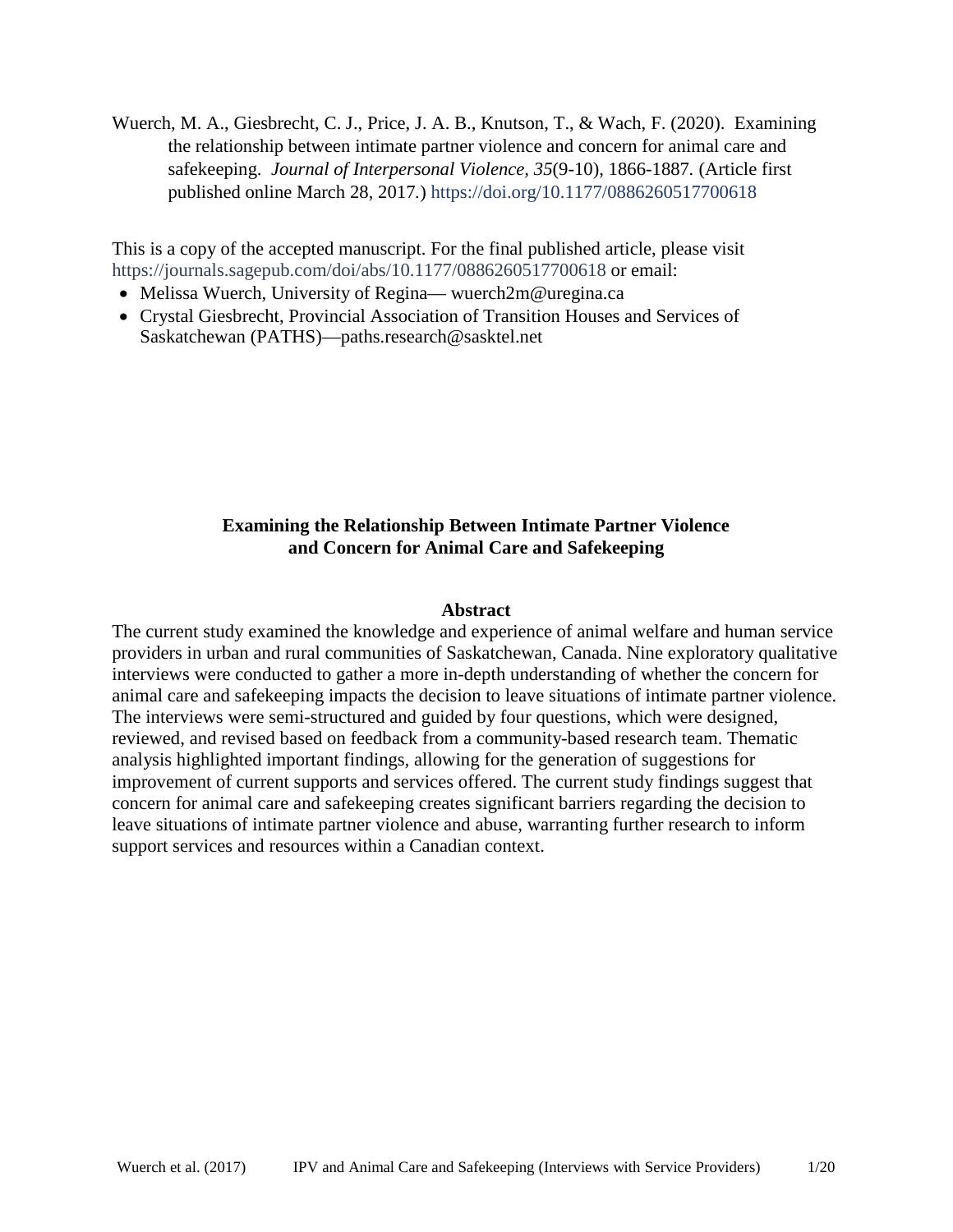Wuerch, M. A., Giesbrecht, C. J., Price, J. A. B., Knutson, T., & Wach, F. (2020). Examining the relationship between intimate partner violence and concern for animal care and safekeeping. *Journal of Interpersonal Violence, 35*(9-10), 1866-1887. (Article first published online March 28, 2017.) https://doi.org/10.1177/0886260517700618

This is a copy of the accepted manuscript. For the final published article, please visit https://journals.sagepub.com/doi/abs/10.1177/0886260517700618 or email:

- Melissa Wuerch, University of Regina— wuerch2m@uregina.ca
- Crystal Giesbrecht, Provincial Association of Transition Houses and Services of Saskatchewan (PATHS)—paths.research@sasktel.net

# Examining the Relationship Between Intimate Partner Violence and Concern for Animal Care and Safekeeping

## Abstract

The current study examined the knowledge and experience of animal welfare and human service providers in urban and rural communities of Saskatchewan, Canada. Nine exploratory qualitative interviews were conducted to gather a more in-depth understanding of whether the concern for animal care and safekeeping impacts the decision to leave situations of intimate partner violence. The interviews were semi-structured and guided by four questions, which were designed, reviewed, and revised based on feedback from a community-based research team. Thematic analysis highlighted important findings, allowing for the generation of suggestions for improvement of current supports and services offered. The current study findings suggest that concern for animal care and safekeeping creates significant barriers regarding the decision to leave situations of intimate partner violence and abuse, warranting further research to inform support services and resources within a Canadian context.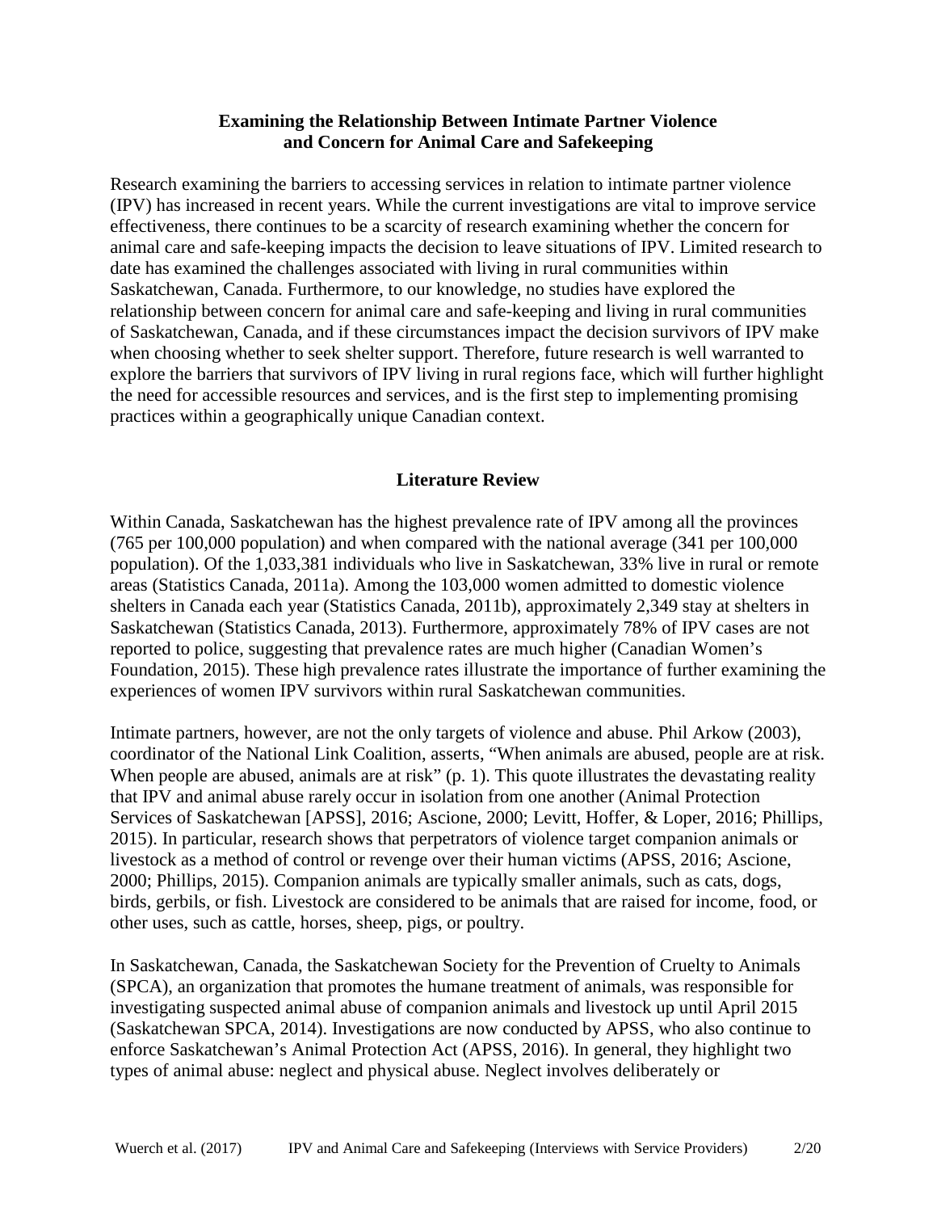## Examining the Relationship Between Intimate Partner Violence and Concern for Animal Care and Safekeeping

Research examining the barriers to accessing services in relation to intimate partner violence (IPV) has increased in recent years. While the current investigations are vital to improve service effectiveness, there continues to be a scarcity of research examining whether the concern for animal care and safe-keeping impacts the decision to leave situations of IPV. Limited research to date has examined the challenges associated with living in rural communities within Saskatchewan, Canada. Furthermore, to our knowledge, no studies have explored the relationship between concern for animal care and safe-keeping and living in rural communities of Saskatchewan, Canada, and if these circumstances impact the decision survivors of IPV make when choosing whether to seek shelter support. Therefore, future research is well warranted to explore the barriers that survivors of IPV living in rural regions face, which will further highlight the need for accessible resources and services, and is the first step to implementing promising practices within a geographically unique Canadian context.

## Literature Review

Within Canada, Saskatchewan has the highest prevalence rate of IPV among all the provinces (765 per 100,000 population) and when compared with the national average (341 per 100,000 population). Of the 1,033,381 individuals who live in Saskatchewan, 33% live in rural or remote areas (Statistics Canada, 2011a). Among the 103,000 women admitted to domestic violence shelters in Canada each year (Statistics Canada, 2011b), approximately 2,349 stay at shelters in Saskatchewan (Statistics Canada, 2013). Furthermore, approximately 78% of IPV cases are not reported to police, suggesting that prevalence rates are much higher (Canadian Women's Foundation, 2015). These high prevalence rates illustrate the importance of further examining the experiences of women IPV survivors within rural Saskatchewan communities.

Intimate partners, however, are not the only targets of violence and abuse. Phil Arkow (2003), coordinator of the National Link Coalition, asserts, "When animals are abused, people are at risk. When people are abused, animals are at risk" (p. 1). This quote illustrates the devastating reality that IPV and animal abuse rarely occur in isolation from one another (Animal Protection Services of Saskatchewan [APSS], 2016; Ascione, 2000; Levitt, Hoffer, & Loper, 2016; Phillips, 2015). In particular, research shows that perpetrators of violence target companion animals or livestock as a method of control or revenge over their human victims (APSS, 2016; Ascione, 2000; Phillips, 2015). Companion animals are typically smaller animals, such as cats, dogs, birds, gerbils, or fish. Livestock are considered to be animals that are raised for income, food, or other uses, such as cattle, horses, sheep, pigs, or poultry.

In Saskatchewan, Canada, the Saskatchewan Society for the Prevention of Cruelty to Animals (SPCA), an organization that promotes the humane treatment of animals, was responsible for investigating suspected animal abuse of companion animals and livestock up until April 2015 (Saskatchewan SPCA, 2014). Investigations are now conducted by APSS, who also continue to enforce Saskatchewan's Animal Protection Act (APSS, 2016). In general, they highlight two types of animal abuse: neglect and physical abuse. Neglect involves deliberately or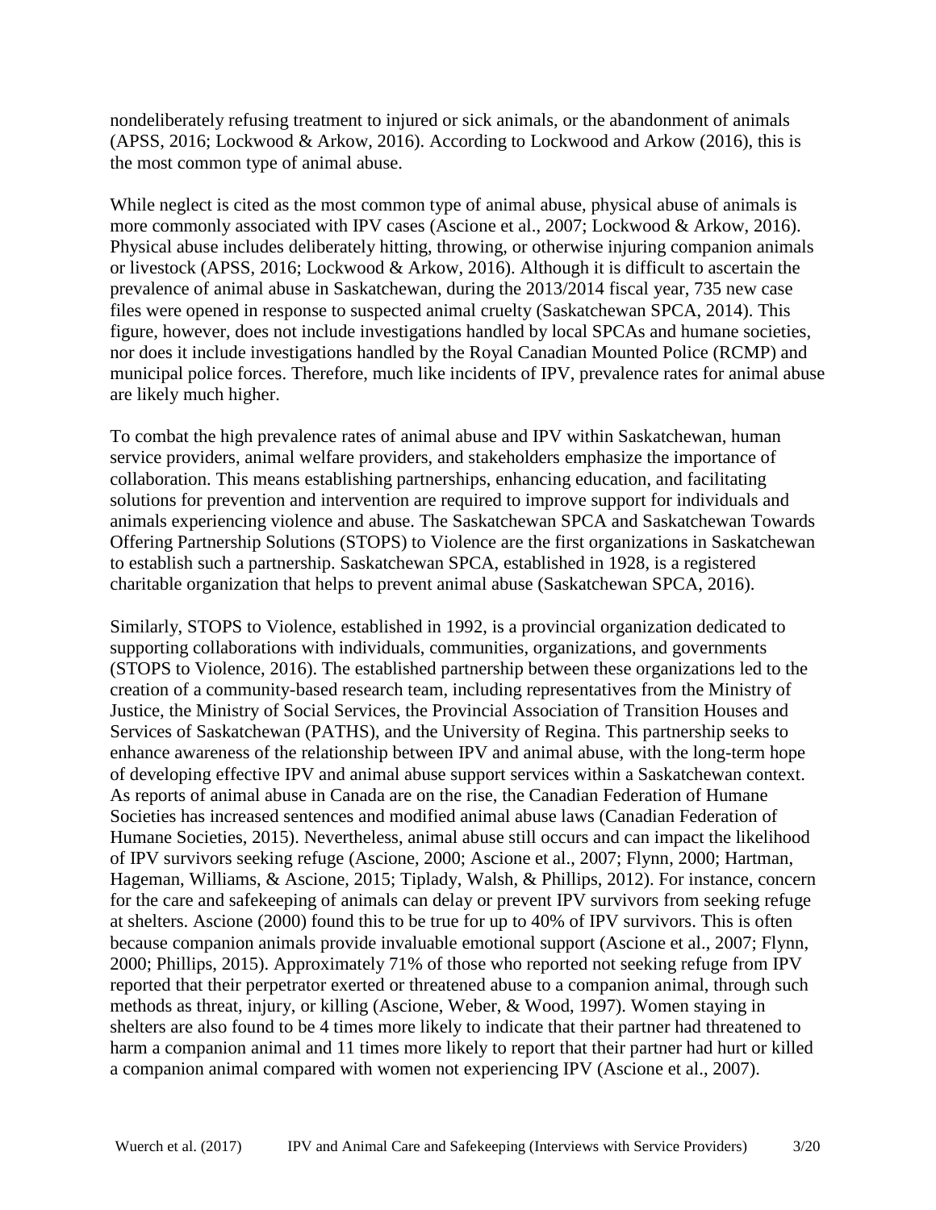nondeliberately refusing treatment to injured or sick animals, or the abandonment of animals (APSS, 2016; Lockwood & Arkow, 2016). According to Lockwood and Arkow (2016), this is the most common type of animal abuse.

While neglect is cited as the most common type of animal abuse, physical abuse of animals is more commonly associated with IPV cases (Ascione et al., 2007; Lockwood & Arkow, 2016). Physical abuse includes deliberately hitting, throwing, or otherwise injuring companion animals or livestock (APSS, 2016; Lockwood & Arkow, 2016). Although it is difficult to ascertain the prevalence of animal abuse in Saskatchewan, during the 2013/2014 fiscal year, 735 new case files were opened in response to suspected animal cruelty (Saskatchewan SPCA, 2014). This figure, however, does not include investigations handled by local SPCAs and humane societies, nor does it include investigations handled by the Royal Canadian Mounted Police (RCMP) and municipal police forces. Therefore, much like incidents of IPV, prevalence rates for animal abuse are likely much higher.

To combat the high prevalence rates of animal abuse and IPV within Saskatchewan, human service providers, animal welfare providers, and stakeholders emphasize the importance of collaboration. This means establishing partnerships, enhancing education, and facilitating solutions for prevention and intervention are required to improve support for individuals and animals experiencing violence and abuse. The Saskatchewan SPCA and Saskatchewan Towards Offering Partnership Solutions (STOPS) to Violence are the first organizations in Saskatchewan to establish such a partnership. Saskatchewan SPCA, established in 1928, is a registered charitable organization that helps to prevent animal abuse (Saskatchewan SPCA, 2016).

Similarly, STOPS to Violence, established in 1992, is a provincial organization dedicated to supporting collaborations with individuals, communities, organizations, and governments (STOPS to Violence, 2016). The established partnership between these organizations led to the creation of a community-based research team, including representatives from the Ministry of Justice, the Ministry of Social Services, the Provincial Association of Transition Houses and Services of Saskatchewan (PATHS), and the University of Regina. This partnership seeks to enhance awareness of the relationship between IPV and animal abuse, with the long-term hope of developing effective IPV and animal abuse support services within a Saskatchewan context. As reports of animal abuse in Canada are on the rise, the Canadian Federation of Humane Societies has increased sentences and modified animal abuse laws (Canadian Federation of Humane Societies, 2015). Nevertheless, animal abuse still occurs and can impact the likelihood of IPV survivors seeking refuge (Ascione, 2000; Ascione et al., 2007; Flynn, 2000; Hartman, Hageman, Williams, & Ascione, 2015; Tiplady, Walsh, & Phillips, 2012). For instance, concern for the care and safekeeping of animals can delay or prevent IPV survivors from seeking refuge at shelters. Ascione (2000) found this to be true for up to 40% of IPV survivors. This is often because companion animals provide invaluable emotional support (Ascione et al., 2007; Flynn, 2000; Phillips, 2015). Approximately 71% of those who reported not seeking refuge from IPV reported that their perpetrator exerted or threatened abuse to a companion animal, through such methods as threat, injury, or killing (Ascione, Weber, & Wood, 1997). Women staying in shelters are also found to be 4 times more likely to indicate that their partner had threatened to harm a companion animal and 11 times more likely to report that their partner had hurt or killed a companion animal compared with women not experiencing IPV (Ascione et al., 2007).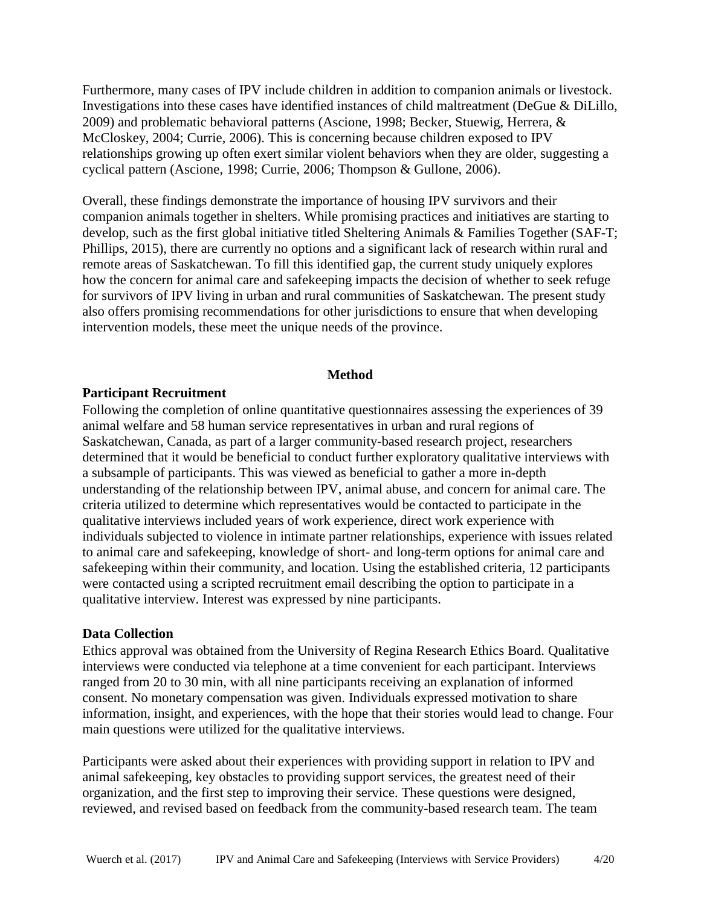Furthermore, many cases of IPV include children in addition to companion animals or livestock. Investigations into these cases have identified instances of child maltreatment (DeGue & DiLillo, 2009) and problematic behavioral patterns (Ascione, 1998; Becker, Stuewig, Herrera, & McCloskey, 2004; Currie, 2006). This is concerning because children exposed to IPV relationships growing up often exert similar violent behaviors when they are older, suggesting a cyclical pattern (Ascione, 1998; Currie, 2006; Thompson & Gullone, 2006).

Overall, these findings demonstrate the importance of housing IPV survivors and their companion animals together in shelters. While promising practices and initiatives are starting to develop, such as the first global initiative titled Sheltering Animals & Families Together (SAF-T; Phillips, 2015), there are currently no options and a significant lack of research within rural and remote areas of Saskatchewan. To fill this identified gap, the current study uniquely explores how the concern for animal care and safekeeping impacts the decision of whether to seek refuge for survivors of IPV living in urban and rural communities of Saskatchewan. The present study also offers promising recommendations for other jurisdictions to ensure that when developing intervention models, these meet the unique needs of the province.

## Method

### Participant Recruitment

Following the completion of online quantitative questionnaires assessing the experiences of 39 animal welfare and 58 human service representatives in urban and rural regions of Saskatchewan, Canada, as part of a larger community-based research project, researchers determined that it would be beneficial to conduct further exploratory qualitative interviews with a subsample of participants. This was viewed as beneficial to gather a more in-depth understanding of the relationship between IPV, animal abuse, and concern for animal care. The criteria utilized to determine which representatives would be contacted to participate in the qualitative interviews included years of work experience, direct work experience with individuals subjected to violence in intimate partner relationships, experience with issues related to animal care and safekeeping, knowledge of short- and long-term options for animal care and safekeeping within their community, and location. Using the established criteria, 12 participants were contacted using a scripted recruitment email describing the option to participate in a qualitative interview. Interest was expressed by nine participants.

### Data Collection

Ethics approval was obtained from the University of Regina Research Ethics Board. Qualitative interviews were conducted via telephone at a time convenient for each participant. Interviews ranged from 20 to 30 min, with all nine participants receiving an explanation of informed consent. No monetary compensation was given. Individuals expressed motivation to share information, insight, and experiences, with the hope that their stories would lead to change. Four main questions were utilized for the qualitative interviews.

Participants were asked about their experiences with providing support in relation to IPV and animal safekeeping, key obstacles to providing support services, the greatest need of their organization, and the first step to improving their service. These questions were designed, reviewed, and revised based on feedback from the community-based research team. The team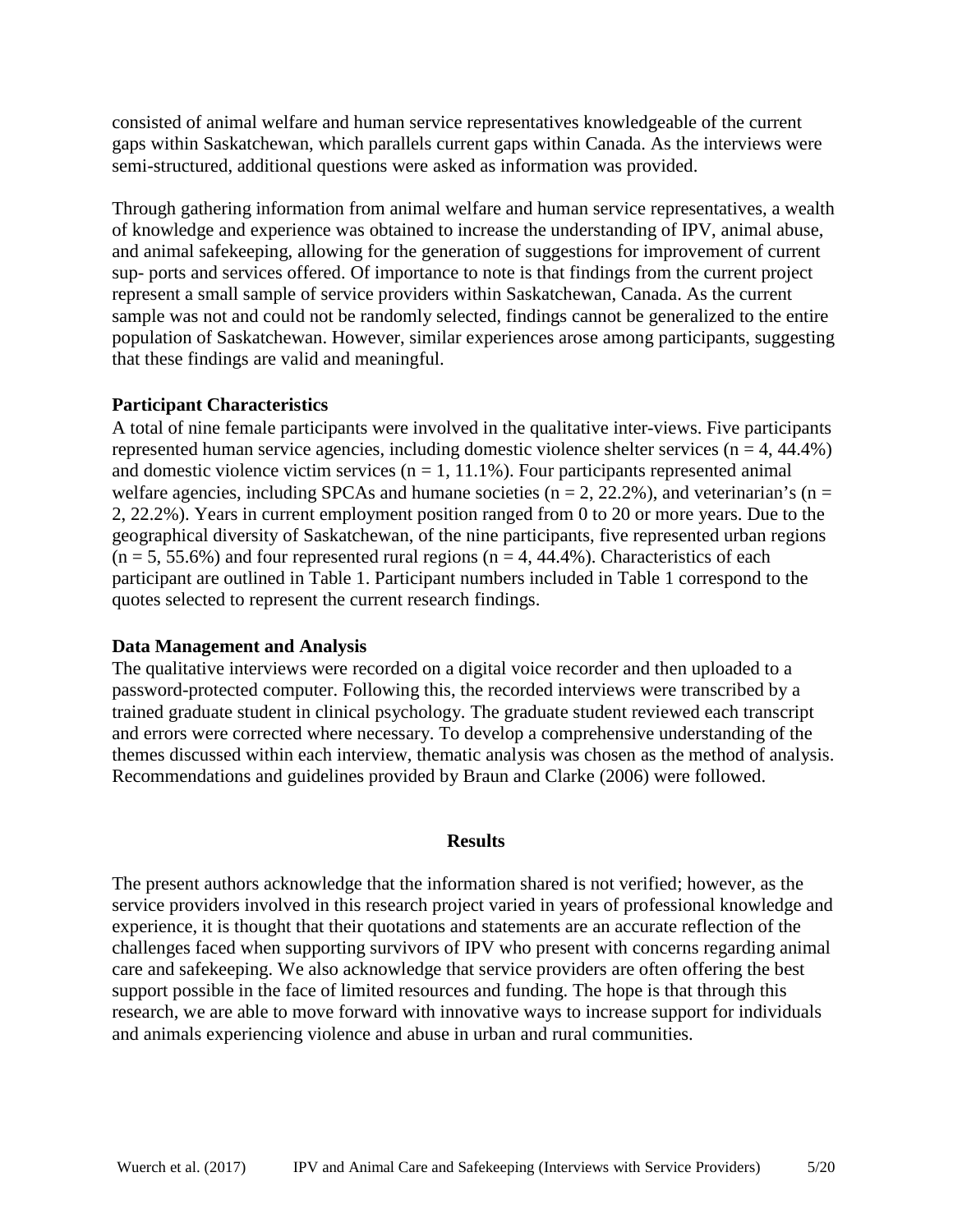consisted of animal welfare and human service representatives knowledgeable of the current gaps within Saskatchewan, which parallels current gaps within Canada. As the interviews were semi-structured, additional questions were asked as information was provided.

Through gathering information from animal welfare and human service representatives, a wealth of knowledge and experience was obtained to increase the understanding of IPV, animal abuse, and animal safekeeping, allowing for the generation of suggestions for improvement of current sup- ports and services offered. Of importance to note is that findings from the current project represent a small sample of service providers within Saskatchewan, Canada. As the current sample was not and could not be randomly selected, findings cannot be generalized to the entire population of Saskatchewan. However, similar experiences arose among participants, suggesting that these findings are valid and meaningful.

**Participant Characteristics**

A total of nine female participants were involved in the qualitative inter-views. Five participants represented human service agencies, including domestic violence shelter services ($n = 4$, 44.4%) and domestic violence victim services ($n = 1$, 11.1%). Four participants represented animal welfare agencies, including SPCAs and humane societies ($n = 2$, 22.2%), and veterinarian's ($n = 2$, 22.2%). Years in current employment position ranged from 0 to 20 or more years. Due to the geographical diversity of Saskatchewan, of the nine participants, five represented urban regions ($n = 5$, 55.6%) and four represented rural regions ($n = 4$, 44.4%). Characteristics of each participant are outlined in Table 1. Participant numbers included in Table 1 correspond to the quotes selected to represent the current research findings.

**Data Management and Analysis**

The qualitative interviews were recorded on a digital voice recorder and then uploaded to a password-protected computer. Following this, the recorded interviews were transcribed by a trained graduate student in clinical psychology. The graduate student reviewed each transcript and errors were corrected where necessary. To develop a comprehensive understanding of the themes discussed within each interview, thematic analysis was chosen as the method of analysis. Recommendations and guidelines provided by Braun and Clarke (2006) were followed.

## Results

The present authors acknowledge that the information shared is not verified; however, as the service providers involved in this research project varied in years of professional knowledge and experience, it is thought that their quotations and statements are an accurate reflection of the challenges faced when supporting survivors of IPV who present with concerns regarding animal care and safekeeping. We also acknowledge that service providers are often offering the best support possible in the face of limited resources and funding. The hope is that through this research, we are able to move forward with innovative ways to increase support for individuals and animals experiencing violence and abuse in urban and rural communities.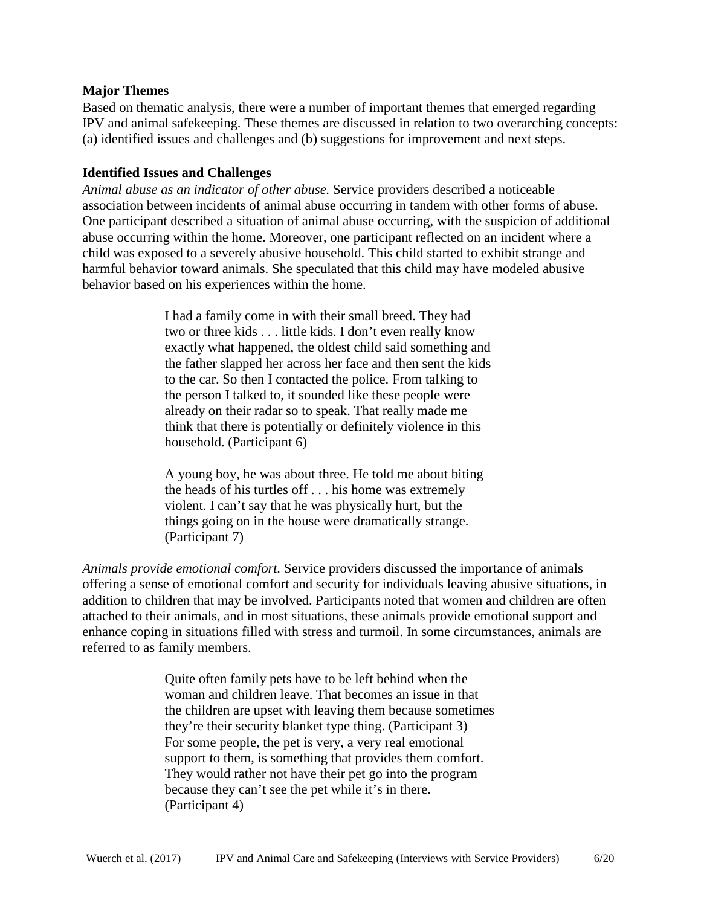### Major Themes

Based on thematic analysis, there were a number of important themes that emerged regarding IPV and animal safekeeping. These themes are discussed in relation to two overarching concepts: (a) identified issues and challenges and (b) suggestions for improvement and next steps.

### Identified Issues and Challenges

*Animal abuse as an indicator of other abuse.* Service providers described a noticeable association between incidents of animal abuse occurring in tandem with other forms of abuse. One participant described a situation of animal abuse occurring, with the suspicion of additional abuse occurring within the home. Moreover, one participant reflected on an incident where a child was exposed to a severely abusive household. This child started to exhibit strange and harmful behavior toward animals. She speculated that this child may have modeled abusive behavior based on his experiences within the home.

> I had a family come in with their small breed. They had two or three kids . . . little kids. I don't even really know exactly what happened, the oldest child said something and the father slapped her across her face and then sent the kids to the car. So then I contacted the police. From talking to the person I talked to, it sounded like these people were already on their radar so to speak. That really made me think that there is potentially or definitely violence in this household. (Participant 6)

> A young boy, he was about three. He told me about biting the heads of his turtles off . . . his home was extremely violent. I can't say that he was physically hurt, but the things going on in the house were dramatically strange. (Participant 7)

*Animals provide emotional comfort.* Service providers discussed the importance of animals offering a sense of emotional comfort and security for individuals leaving abusive situations, in addition to children that may be involved. Participants noted that women and children are often attached to their animals, and in most situations, these animals provide emotional support and enhance coping in situations filled with stress and turmoil. In some circumstances, animals are referred to as family members.

> Quite often family pets have to be left behind when the woman and children leave. That becomes an issue in that the children are upset with leaving them because sometimes they're their security blanket type thing. (Participant 3)

> For some people, the pet is very, a very real emotional support to them, is something that provides them comfort. They would rather not have their pet go into the program because they can't see the pet while it's in there. (Participant 4)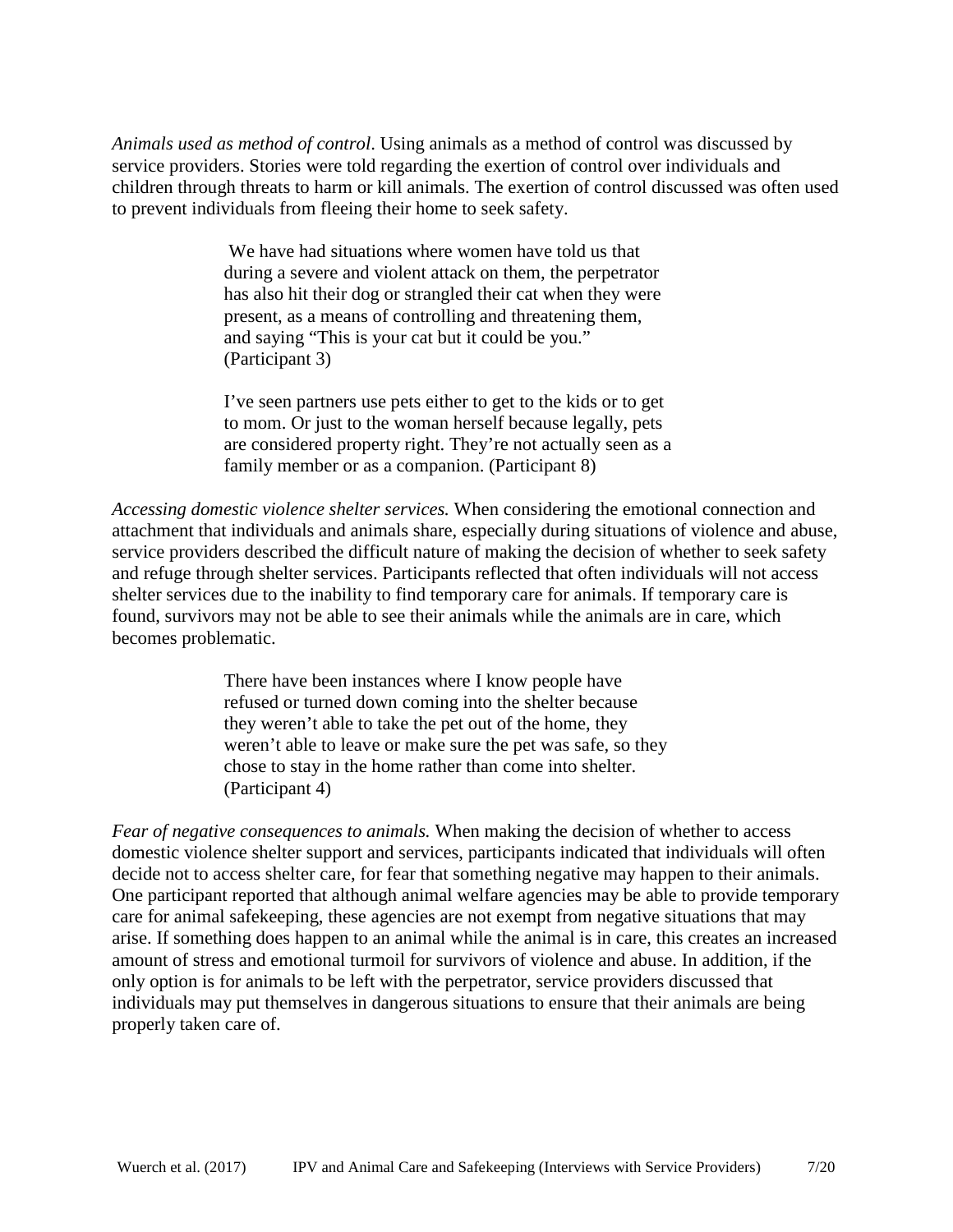*Animals used as method of control*. Using animals as a method of control was discussed by service providers. Stories were told regarding the exertion of control over individuals and children through threats to harm or kill animals. The exertion of control discussed was often used to prevent individuals from fleeing their home to seek safety.

> We have had situations where women have told us that during a severe and violent attack on them, the perpetrator has also hit their dog or strangled their cat when they were present, as a means of controlling and threatening them, and saying "This is your cat but it could be you." (Participant 3)

> I've seen partners use pets either to get to the kids or to get to mom. Or just to the woman herself because legally, pets are considered property right. They're not actually seen as a family member or as a companion. (Participant 8)

*Accessing domestic violence shelter services.* When considering the emotional connection and attachment that individuals and animals share, especially during situations of violence and abuse, service providers described the difficult nature of making the decision of whether to seek safety and refuge through shelter services. Participants reflected that often individuals will not access shelter services due to the inability to find temporary care for animals. If temporary care is found, survivors may not be able to see their animals while the animals are in care, which becomes problematic.

> There have been instances where I know people have refused or turned down coming into the shelter because they weren't able to take the pet out of the home, they weren't able to leave or make sure the pet was safe, so they chose to stay in the home rather than come into shelter. (Participant 4)

*Fear of negative consequences to animals.* When making the decision of whether to access domestic violence shelter support and services, participants indicated that individuals will often decide not to access shelter care, for fear that something negative may happen to their animals. One participant reported that although animal welfare agencies may be able to provide temporary care for animal safekeeping, these agencies are not exempt from negative situations that may arise. If something does happen to an animal while the animal is in care, this creates an increased amount of stress and emotional turmoil for survivors of violence and abuse. In addition, if the only option is for animals to be left with the perpetrator, service providers discussed that individuals may put themselves in dangerous situations to ensure that their animals are being properly taken care of.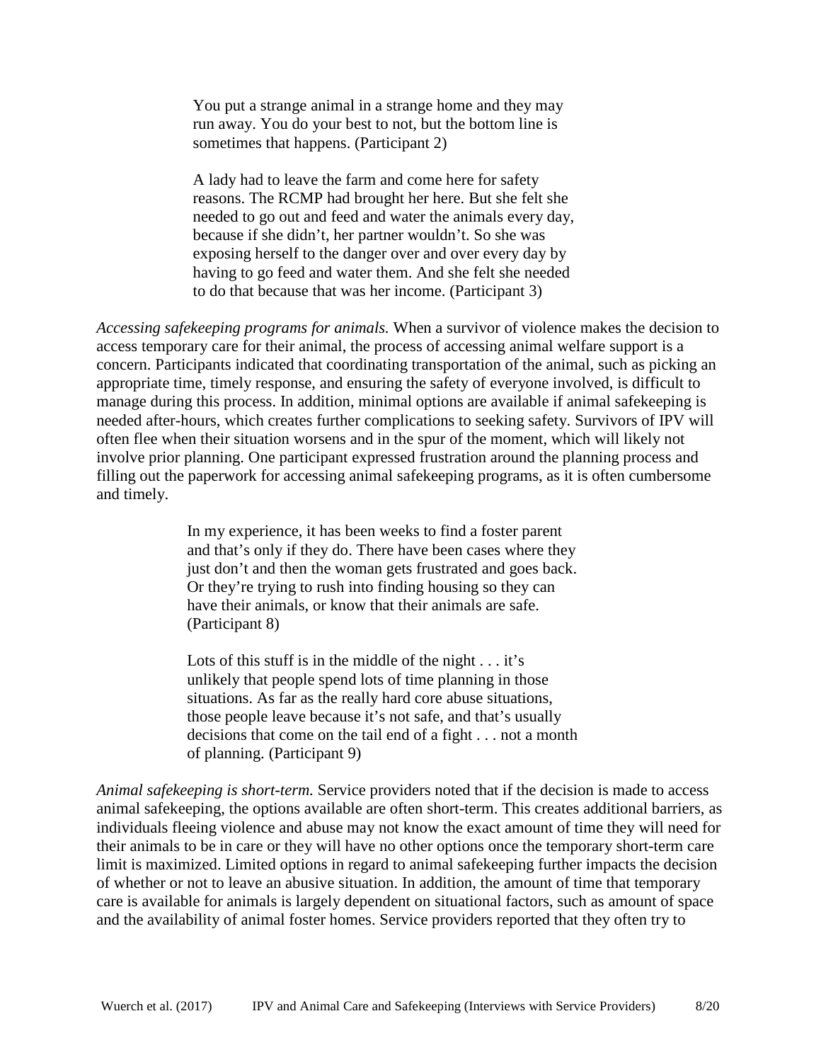> You put a strange animal in a strange home and they may run away. You do your best to not, but the bottom line is sometimes that happens. (Participant 2)

> A lady had to leave the farm and come here for safety reasons. The RCMP had brought her here. But she felt she needed to go out and feed and water the animals every day, because if she didn't, her partner wouldn't. So she was exposing herself to the danger over and over every day by having to go feed and water them. And she felt she needed to do that because that was her income. (Participant 3)

*Accessing safekeeping programs for animals.* When a survivor of violence makes the decision to access temporary care for their animal, the process of accessing animal welfare support is a concern. Participants indicated that coordinating transportation of the animal, such as picking an appropriate time, timely response, and ensuring the safety of everyone involved, is difficult to manage during this process. In addition, minimal options are available if animal safekeeping is needed after-hours, which creates further complications to seeking safety. Survivors of IPV will often flee when their situation worsens and in the spur of the moment, which will likely not involve prior planning. One participant expressed frustration around the planning process and filling out the paperwork for accessing animal safekeeping programs, as it is often cumbersome and timely.

> In my experience, it has been weeks to find a foster parent and that's only if they do. There have been cases where they just don't and then the woman gets frustrated and goes back. Or they're trying to rush into finding housing so they can have their animals, or know that their animals are safe. (Participant 8)

> Lots of this stuff is in the middle of the night . . . it's unlikely that people spend lots of time planning in those situations. As far as the really hard core abuse situations, those people leave because it's not safe, and that's usually decisions that come on the tail end of a fight . . . not a month of planning. (Participant 9)

*Animal safekeeping is short-term.* Service providers noted that if the decision is made to access animal safekeeping, the options available are often short-term. This creates additional barriers, as individuals fleeing violence and abuse may not know the exact amount of time they will need for their animals to be in care or they will have no other options once the temporary short-term care limit is maximized. Limited options in regard to animal safekeeping further impacts the decision of whether or not to leave an abusive situation. In addition, the amount of time that temporary care is available for animals is largely dependent on situational factors, such as amount of space and the availability of animal foster homes. Service providers reported that they often try to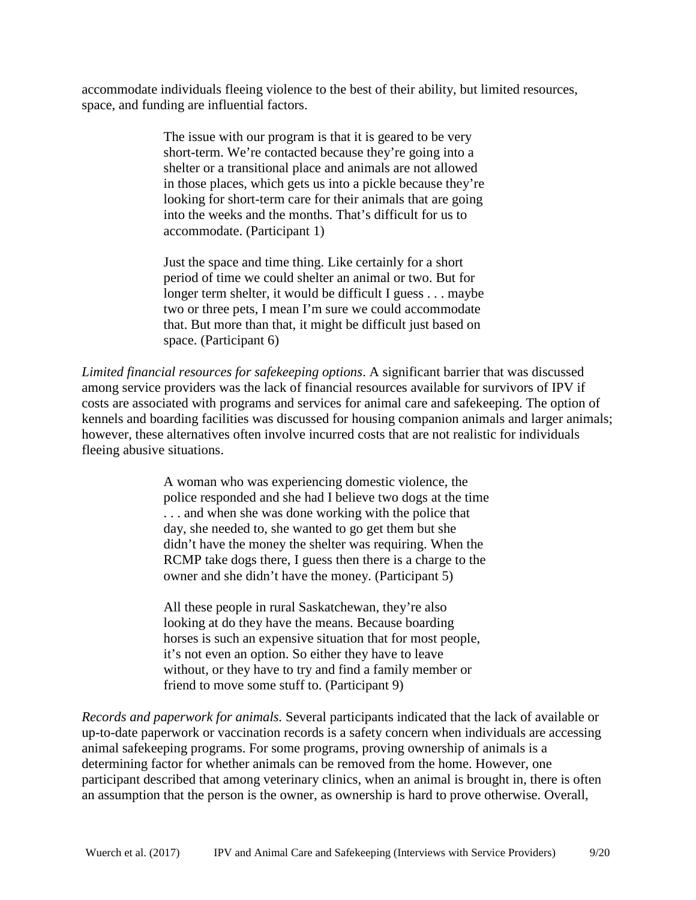accommodate individuals fleeing violence to the best of their ability, but limited resources, space, and funding are influential factors.

> The issue with our program is that it is geared to be very short-term. We're contacted because they're going into a shelter or a transitional place and animals are not allowed in those places, which gets us into a pickle because they're looking for short-term care for their animals that are going into the weeks and the months. That's difficult for us to accommodate. (Participant 1)

> Just the space and time thing. Like certainly for a short period of time we could shelter an animal or two. But for longer term shelter, it would be difficult I guess . . . maybe two or three pets, I mean I'm sure we could accommodate that. But more than that, it might be difficult just based on space. (Participant 6)

*Limited financial resources for safekeeping options*. A significant barrier that was discussed among service providers was the lack of financial resources available for survivors of IPV if costs are associated with programs and services for animal care and safekeeping. The option of kennels and boarding facilities was discussed for housing companion animals and larger animals; however, these alternatives often involve incurred costs that are not realistic for individuals fleeing abusive situations.

> A woman who was experiencing domestic violence, the police responded and she had I believe two dogs at the time . . . and when she was done working with the police that day, she needed to, she wanted to go get them but she didn't have the money the shelter was requiring. When the RCMP take dogs there, I guess then there is a charge to the owner and she didn't have the money. (Participant 5)

> All these people in rural Saskatchewan, they're also looking at do they have the means. Because boarding horses is such an expensive situation that for most people, it's not even an option. So either they have to leave without, or they have to try and find a family member or friend to move some stuff to. (Participant 9)

*Records and paperwork for animals.* Several participants indicated that the lack of available or up-to-date paperwork or vaccination records is a safety concern when individuals are accessing animal safekeeping programs. For some programs, proving ownership of animals is a determining factor for whether animals can be removed from the home. However, one participant described that among veterinary clinics, when an animal is brought in, there is often an assumption that the person is the owner, as ownership is hard to prove otherwise. Overall,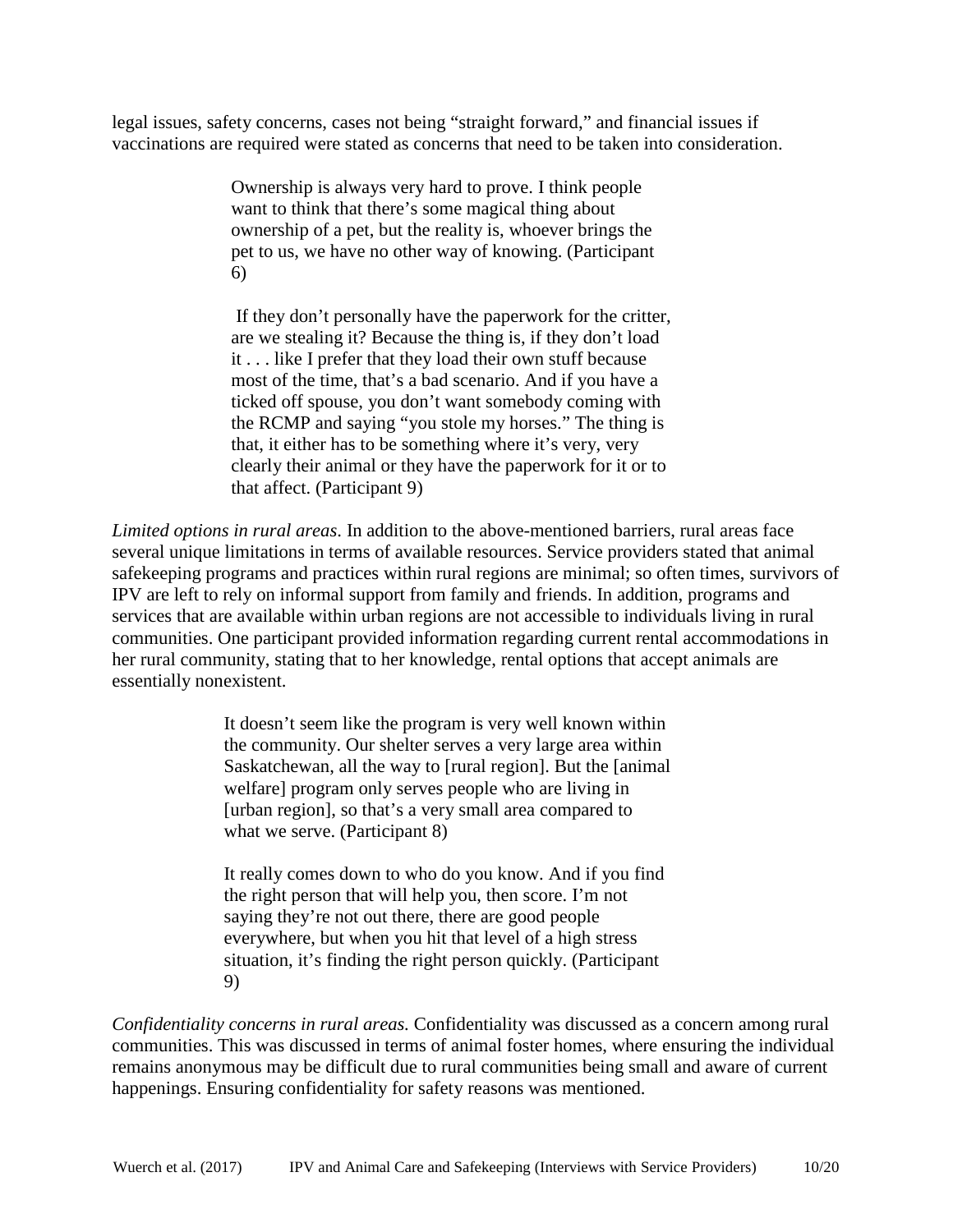legal issues, safety concerns, cases not being "straight forward," and financial issues if vaccinations are required were stated as concerns that need to be taken into consideration.

> Ownership is always very hard to prove. I think people want to think that there's some magical thing about ownership of a pet, but the reality is, whoever brings the pet to us, we have no other way of knowing. (Participant 6)

> If they don't personally have the paperwork for the critter, are we stealing it? Because the thing is, if they don't load it . . . like I prefer that they load their own stuff because most of the time, that's a bad scenario. And if you have a ticked off spouse, you don't want somebody coming with the RCMP and saying "you stole my horses." The thing is that, it either has to be something where it's very, very clearly their animal or they have the paperwork for it or to that affect. (Participant 9)

*Limited options in rural areas*. In addition to the above-mentioned barriers, rural areas face several unique limitations in terms of available resources. Service providers stated that animal safekeeping programs and practices within rural regions are minimal; so often times, survivors of IPV are left to rely on informal support from family and friends. In addition, programs and services that are available within urban regions are not accessible to individuals living in rural communities. One participant provided information regarding current rental accommodations in her rural community, stating that to her knowledge, rental options that accept animals are essentially nonexistent.

> It doesn't seem like the program is very well known within the community. Our shelter serves a very large area within Saskatchewan, all the way to [rural region]. But the [animal welfare] program only serves people who are living in [urban region], so that's a very small area compared to what we serve. (Participant 8)

> It really comes down to who do you know. And if you find the right person that will help you, then score. I'm not saying they're not out there, there are good people everywhere, but when you hit that level of a high stress situation, it's finding the right person quickly. (Participant 9)

*Confidentiality concerns in rural areas.* Confidentiality was discussed as a concern among rural communities. This was discussed in terms of animal foster homes, where ensuring the individual remains anonymous may be difficult due to rural communities being small and aware of current happenings. Ensuring confidentiality for safety reasons was mentioned.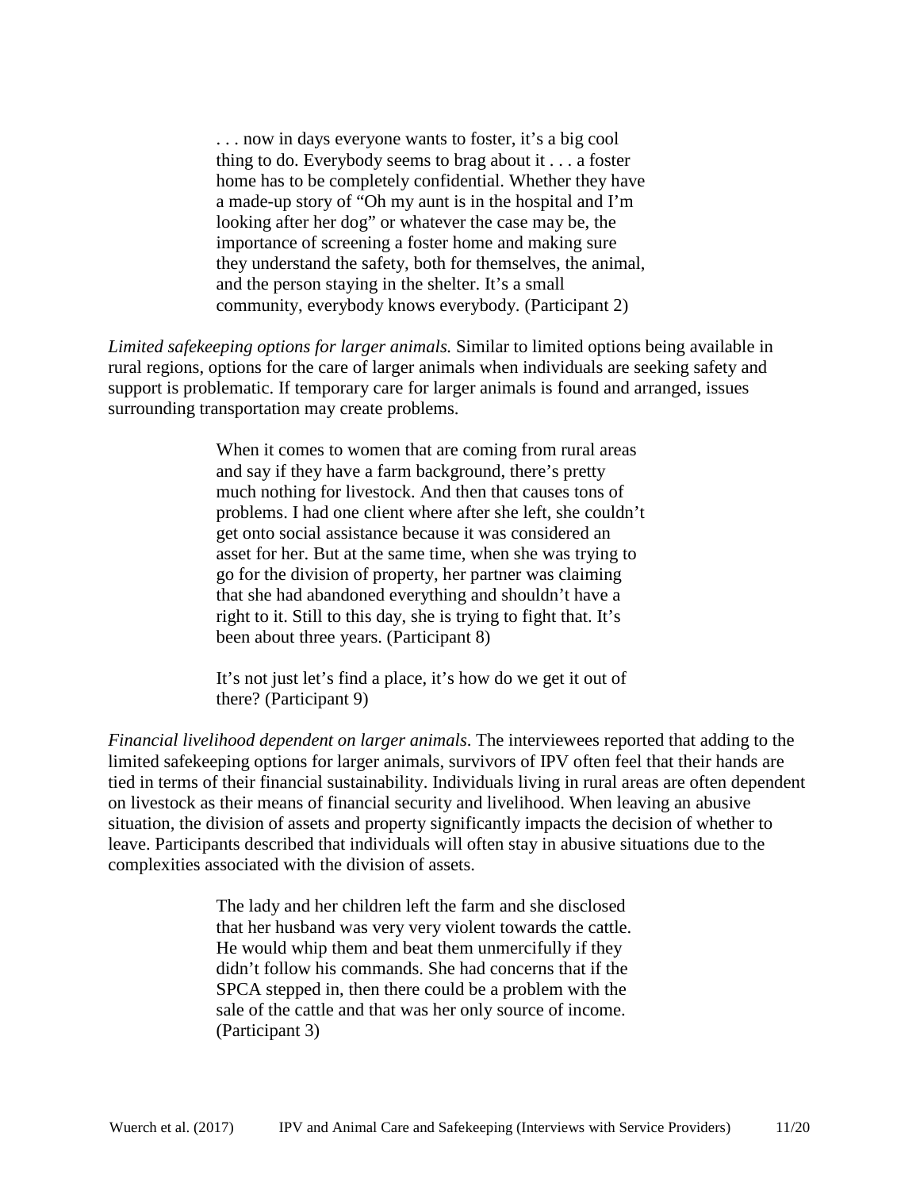> . . . now in days everyone wants to foster, it's a big cool thing to do. Everybody seems to brag about it . . . a foster home has to be completely confidential. Whether they have a made-up story of "Oh my aunt is in the hospital and I'm looking after her dog" or whatever the case may be, the importance of screening a foster home and making sure they understand the safety, both for themselves, the animal, and the person staying in the shelter. It's a small community, everybody knows everybody. (Participant 2)

*Limited safekeeping options for larger animals.* Similar to limited options being available in rural regions, options for the care of larger animals when individuals are seeking safety and support is problematic. If temporary care for larger animals is found and arranged, issues surrounding transportation may create problems.

> When it comes to women that are coming from rural areas and say if they have a farm background, there's pretty much nothing for livestock. And then that causes tons of problems. I had one client where after she left, she couldn't get onto social assistance because it was considered an asset for her. But at the same time, when she was trying to go for the division of property, her partner was claiming that she had abandoned everything and shouldn't have a right to it. Still to this day, she is trying to fight that. It's been about three years. (Participant 8)

> It's not just let's find a place, it's how do we get it out of there? (Participant 9)

*Financial livelihood dependent on larger animals*. The interviewees reported that adding to the limited safekeeping options for larger animals, survivors of IPV often feel that their hands are tied in terms of their financial sustainability. Individuals living in rural areas are often dependent on livestock as their means of financial security and livelihood. When leaving an abusive situation, the division of assets and property significantly impacts the decision of whether to leave. Participants described that individuals will often stay in abusive situations due to the complexities associated with the division of assets.

> The lady and her children left the farm and she disclosed that her husband was very very violent towards the cattle. He would whip them and beat them unmercifully if they didn't follow his commands. She had concerns that if the SPCA stepped in, then there could be a problem with the sale of the cattle and that was her only source of income. (Participant 3)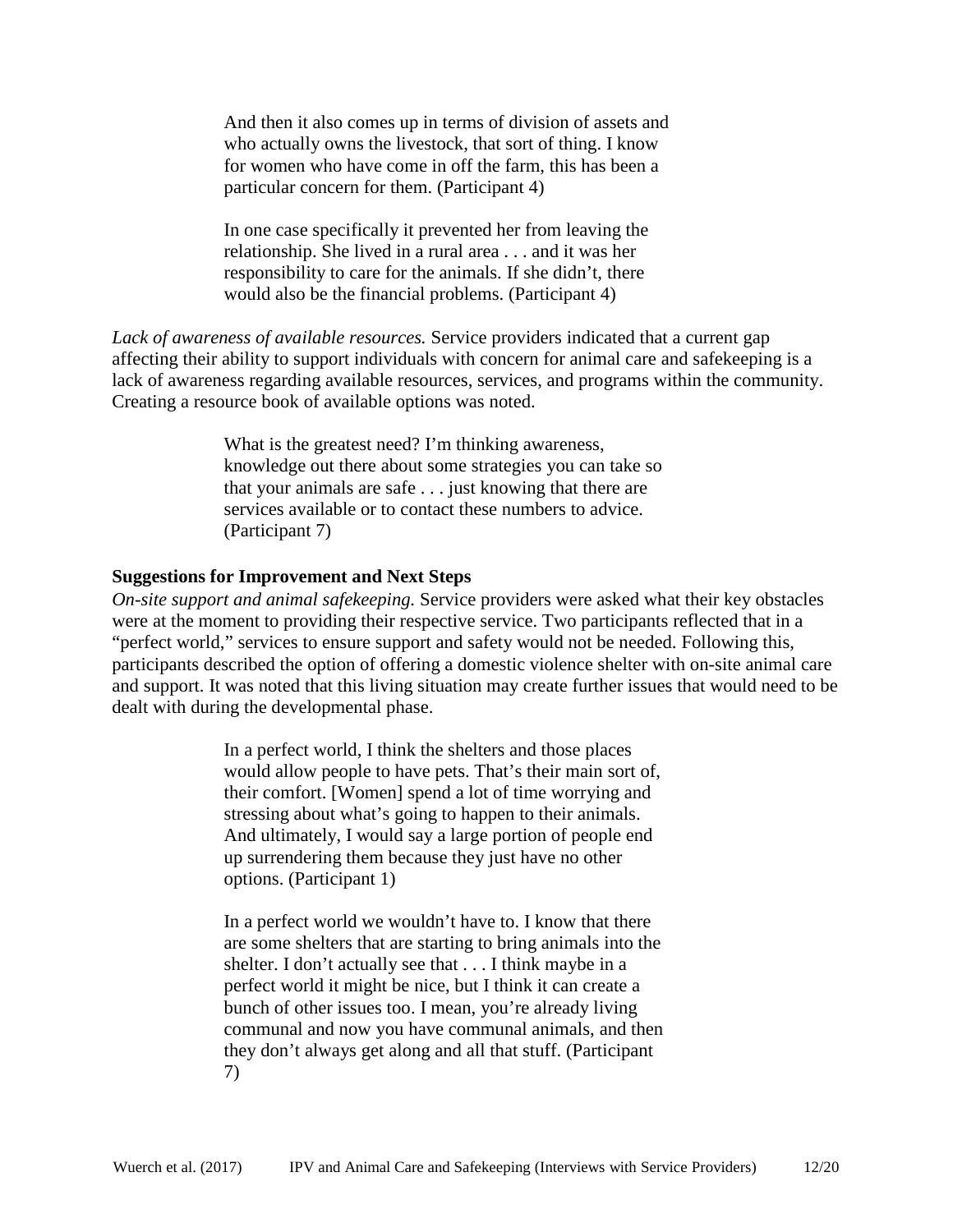> And then it also comes up in terms of division of assets and who actually owns the livestock, that sort of thing. I know for women who have come in off the farm, this has been a particular concern for them. (Participant 4)

> In one case specifically it prevented her from leaving the relationship. She lived in a rural area . . . and it was her responsibility to care for the animals. If she didn't, there would also be the financial problems. (Participant 4)

*Lack of awareness of available resources.* Service providers indicated that a current gap affecting their ability to support individuals with concern for animal care and safekeeping is a lack of awareness regarding available resources, services, and programs within the community. Creating a resource book of available options was noted.

> What is the greatest need? I'm thinking awareness, knowledge out there about some strategies you can take so that your animals are safe . . . just knowing that there are services available or to contact these numbers to advice. (Participant 7)

**Suggestions for Improvement and Next Steps**

*On-site support and animal safekeeping.* Service providers were asked what their key obstacles were at the moment to providing their respective service. Two participants reflected that in a "perfect world," services to ensure support and safety would not be needed. Following this, participants described the option of offering a domestic violence shelter with on-site animal care and support. It was noted that this living situation may create further issues that would need to be dealt with during the developmental phase.

> In a perfect world, I think the shelters and those places would allow people to have pets. That's their main sort of, their comfort. [Women] spend a lot of time worrying and stressing about what's going to happen to their animals. And ultimately, I would say a large portion of people end up surrendering them because they just have no other options. (Participant 1)

> In a perfect world we wouldn't have to. I know that there are some shelters that are starting to bring animals into the shelter. I don't actually see that . . . I think maybe in a perfect world it might be nice, but I think it can create a bunch of other issues too. I mean, you're already living communal and now you have communal animals, and then they don't always get along and all that stuff. (Participant 7)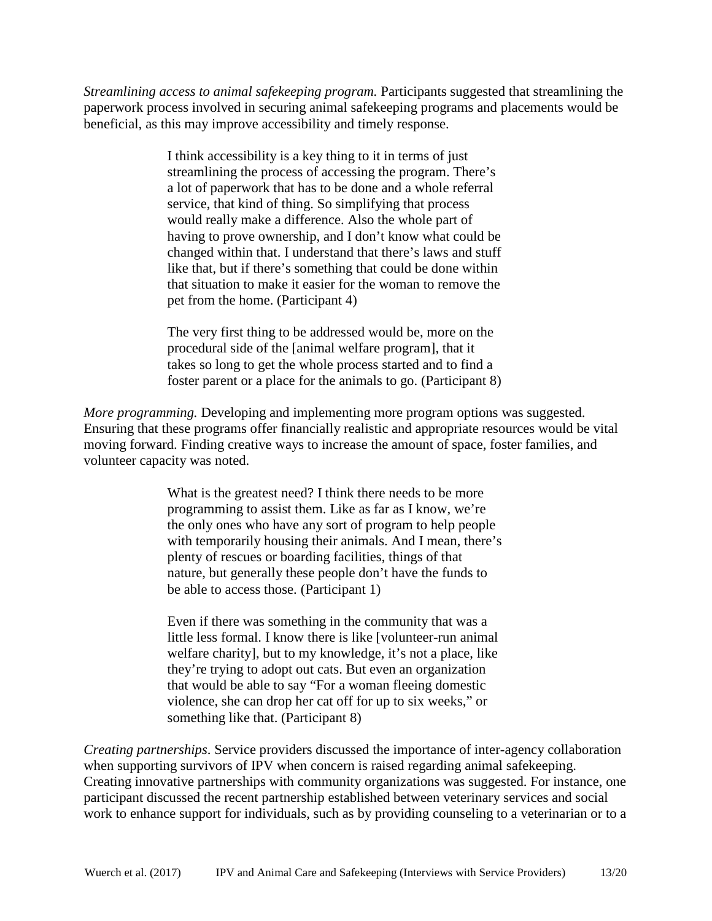*Streamlining access to animal safekeeping program.* Participants suggested that streamlining the paperwork process involved in securing animal safekeeping programs and placements would be beneficial, as this may improve accessibility and timely response.

> I think accessibility is a key thing to it in terms of just streamlining the process of accessing the program. There's a lot of paperwork that has to be done and a whole referral service, that kind of thing. So simplifying that process would really make a difference. Also the whole part of having to prove ownership, and I don't know what could be changed within that. I understand that there's laws and stuff like that, but if there's something that could be done within that situation to make it easier for the woman to remove the pet from the home. (Participant 4)

> The very first thing to be addressed would be, more on the procedural side of the [animal welfare program], that it takes so long to get the whole process started and to find a foster parent or a place for the animals to go. (Participant 8)

*More programming.* Developing and implementing more program options was suggested. Ensuring that these programs offer financially realistic and appropriate resources would be vital moving forward. Finding creative ways to increase the amount of space, foster families, and volunteer capacity was noted.

> What is the greatest need? I think there needs to be more programming to assist them. Like as far as I know, we're the only ones who have any sort of program to help people with temporarily housing their animals. And I mean, there's plenty of rescues or boarding facilities, things of that nature, but generally these people don't have the funds to be able to access those. (Participant 1)

> Even if there was something in the community that was a little less formal. I know there is like [volunteer-run animal welfare charity], but to my knowledge, it's not a place, like they're trying to adopt out cats. But even an organization that would be able to say "For a woman fleeing domestic violence, she can drop her cat off for up to six weeks," or something like that. (Participant 8)

*Creating partnerships*. Service providers discussed the importance of inter-agency collaboration when supporting survivors of IPV when concern is raised regarding animal safekeeping. Creating innovative partnerships with community organizations was suggested. For instance, one participant discussed the recent partnership established between veterinary services and social work to enhance support for individuals, such as by providing counseling to a veterinarian or to a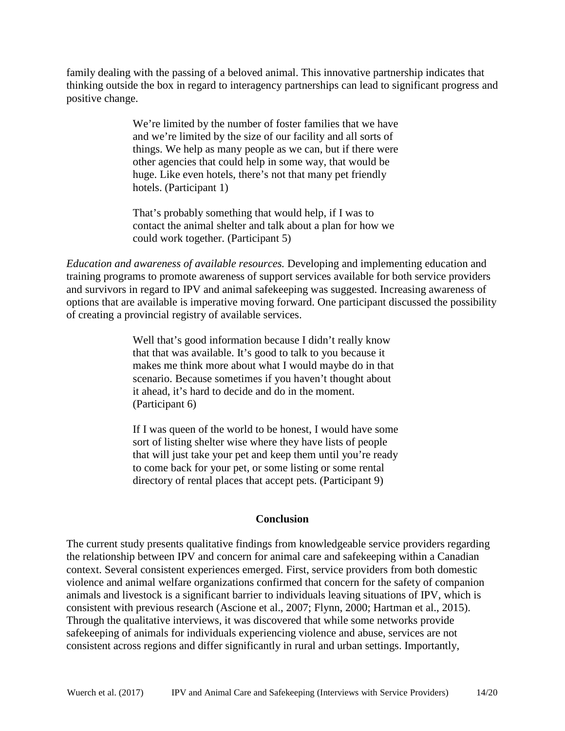family dealing with the passing of a beloved animal. This innovative partnership indicates that thinking outside the box in regard to interagency partnerships can lead to significant progress and positive change.

> We're limited by the number of foster families that we have and we're limited by the size of our facility and all sorts of things. We help as many people as we can, but if there were other agencies that could help in some way, that would be huge. Like even hotels, there's not that many pet friendly hotels. (Participant 1)

> That's probably something that would help, if I was to contact the animal shelter and talk about a plan for how we could work together. (Participant 5)

*Education and awareness of available resources.* Developing and implementing education and training programs to promote awareness of support services available for both service providers and survivors in regard to IPV and animal safekeeping was suggested. Increasing awareness of options that are available is imperative moving forward. One participant discussed the possibility of creating a provincial registry of available services.

> Well that's good information because I didn't really know that that was available. It's good to talk to you because it makes me think more about what I would maybe do in that scenario. Because sometimes if you haven't thought about it ahead, it's hard to decide and do in the moment. (Participant 6)

> If I was queen of the world to be honest, I would have some sort of listing shelter wise where they have lists of people that will just take your pet and keep them until you're ready to come back for your pet, or some listing or some rental directory of rental places that accept pets. (Participant 9)

## Conclusion

The current study presents qualitative findings from knowledgeable service providers regarding the relationship between IPV and concern for animal care and safekeeping within a Canadian context. Several consistent experiences emerged. First, service providers from both domestic violence and animal welfare organizations confirmed that concern for the safety of companion animals and livestock is a significant barrier to individuals leaving situations of IPV, which is consistent with previous research (Ascione et al., 2007; Flynn, 2000; Hartman et al., 2015). Through the qualitative interviews, it was discovered that while some networks provide safekeeping of animals for individuals experiencing violence and abuse, services are not consistent across regions and differ significantly in rural and urban settings. Importantly,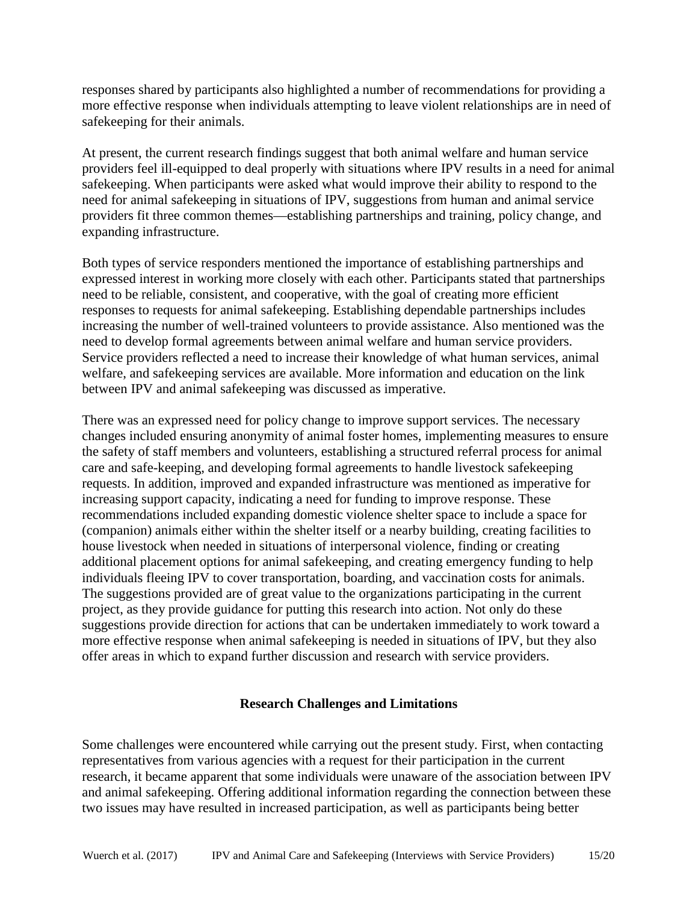responses shared by participants also highlighted a number of recommendations for providing a more effective response when individuals attempting to leave violent relationships are in need of safekeeping for their animals.

At present, the current research findings suggest that both animal welfare and human service providers feel ill-equipped to deal properly with situations where IPV results in a need for animal safekeeping. When participants were asked what would improve their ability to respond to the need for animal safekeeping in situations of IPV, suggestions from human and animal service providers fit three common themes—establishing partnerships and training, policy change, and expanding infrastructure.

Both types of service responders mentioned the importance of establishing partnerships and expressed interest in working more closely with each other. Participants stated that partnerships need to be reliable, consistent, and cooperative, with the goal of creating more efficient responses to requests for animal safekeeping. Establishing dependable partnerships includes increasing the number of well-trained volunteers to provide assistance. Also mentioned was the need to develop formal agreements between animal welfare and human service providers. Service providers reflected a need to increase their knowledge of what human services, animal welfare, and safekeeping services are available. More information and education on the link between IPV and animal safekeeping was discussed as imperative.

There was an expressed need for policy change to improve support services. The necessary changes included ensuring anonymity of animal foster homes, implementing measures to ensure the safety of staff members and volunteers, establishing a structured referral process for animal care and safe-keeping, and developing formal agreements to handle livestock safekeeping requests. In addition, improved and expanded infrastructure was mentioned as imperative for increasing support capacity, indicating a need for funding to improve response. These recommendations included expanding domestic violence shelter space to include a space for (companion) animals either within the shelter itself or a nearby building, creating facilities to house livestock when needed in situations of interpersonal violence, finding or creating additional placement options for animal safekeeping, and creating emergency funding to help individuals fleeing IPV to cover transportation, boarding, and vaccination costs for animals. The suggestions provided are of great value to the organizations participating in the current project, as they provide guidance for putting this research into action. Not only do these suggestions provide direction for actions that can be undertaken immediately to work toward a more effective response when animal safekeeping is needed in situations of IPV, but they also offer areas in which to expand further discussion and research with service providers.

## Research Challenges and Limitations

Some challenges were encountered while carrying out the present study. First, when contacting representatives from various agencies with a request for their participation in the current research, it became apparent that some individuals were unaware of the association between IPV and animal safekeeping. Offering additional information regarding the connection between these two issues may have resulted in increased participation, as well as participants being better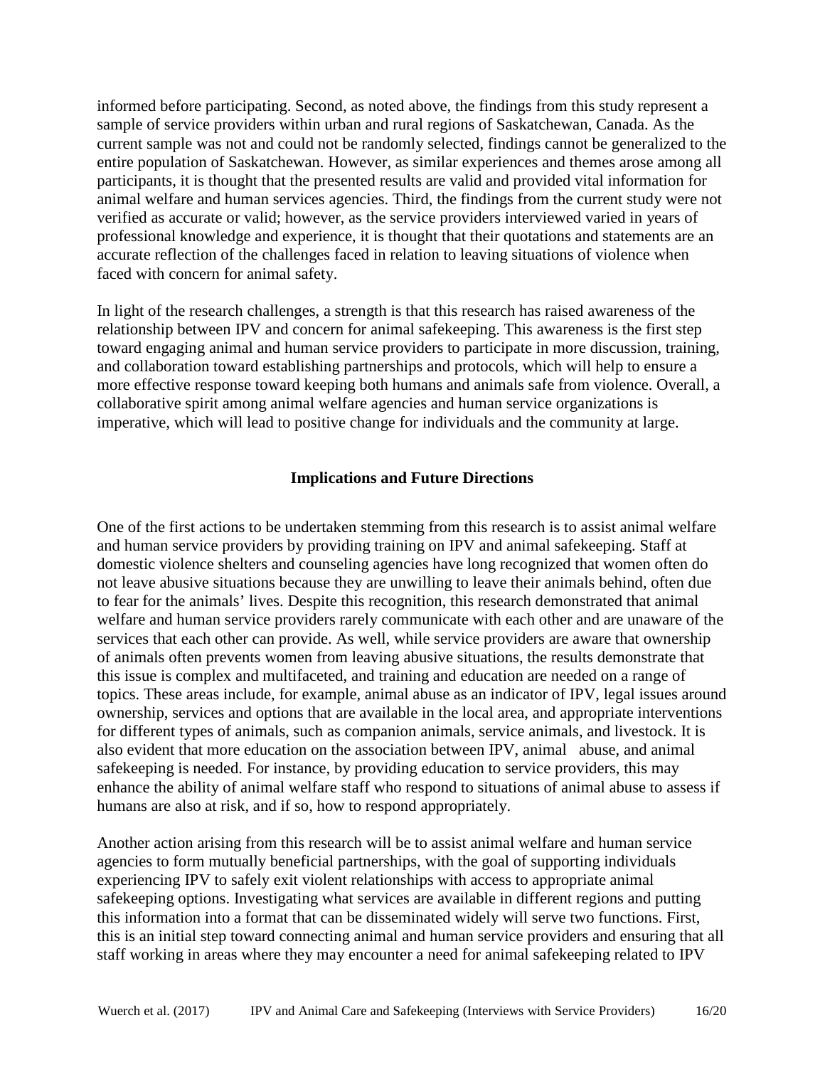informed before participating. Second, as noted above, the findings from this study represent a sample of service providers within urban and rural regions of Saskatchewan, Canada. As the current sample was not and could not be randomly selected, findings cannot be generalized to the entire population of Saskatchewan. However, as similar experiences and themes arose among all participants, it is thought that the presented results are valid and provided vital information for animal welfare and human services agencies. Third, the findings from the current study were not verified as accurate or valid; however, as the service providers interviewed varied in years of professional knowledge and experience, it is thought that their quotations and statements are an accurate reflection of the challenges faced in relation to leaving situations of violence when faced with concern for animal safety.

In light of the research challenges, a strength is that this research has raised awareness of the relationship between IPV and concern for animal safekeeping. This awareness is the first step toward engaging animal and human service providers to participate in more discussion, training, and collaboration toward establishing partnerships and protocols, which will help to ensure a more effective response toward keeping both humans and animals safe from violence. Overall, a collaborative spirit among animal welfare agencies and human service organizations is imperative, which will lead to positive change for individuals and the community at large.

## Implications and Future Directions

One of the first actions to be undertaken stemming from this research is to assist animal welfare and human service providers by providing training on IPV and animal safekeeping. Staff at domestic violence shelters and counseling agencies have long recognized that women often do not leave abusive situations because they are unwilling to leave their animals behind, often due to fear for the animals' lives. Despite this recognition, this research demonstrated that animal welfare and human service providers rarely communicate with each other and are unaware of the services that each other can provide. As well, while service providers are aware that ownership of animals often prevents women from leaving abusive situations, the results demonstrate that this issue is complex and multifaceted, and training and education are needed on a range of topics. These areas include, for example, animal abuse as an indicator of IPV, legal issues around ownership, services and options that are available in the local area, and appropriate interventions for different types of animals, such as companion animals, service animals, and livestock. It is also evident that more education on the association between IPV, animal abuse, and animal safekeeping is needed. For instance, by providing education to service providers, this may enhance the ability of animal welfare staff who respond to situations of animal abuse to assess if humans are also at risk, and if so, how to respond appropriately.

Another action arising from this research will be to assist animal welfare and human service agencies to form mutually beneficial partnerships, with the goal of supporting individuals experiencing IPV to safely exit violent relationships with access to appropriate animal safekeeping options. Investigating what services are available in different regions and putting this information into a format that can be disseminated widely will serve two functions. First, this is an initial step toward connecting animal and human service providers and ensuring that all staff working in areas where they may encounter a need for animal safekeeping related to IPV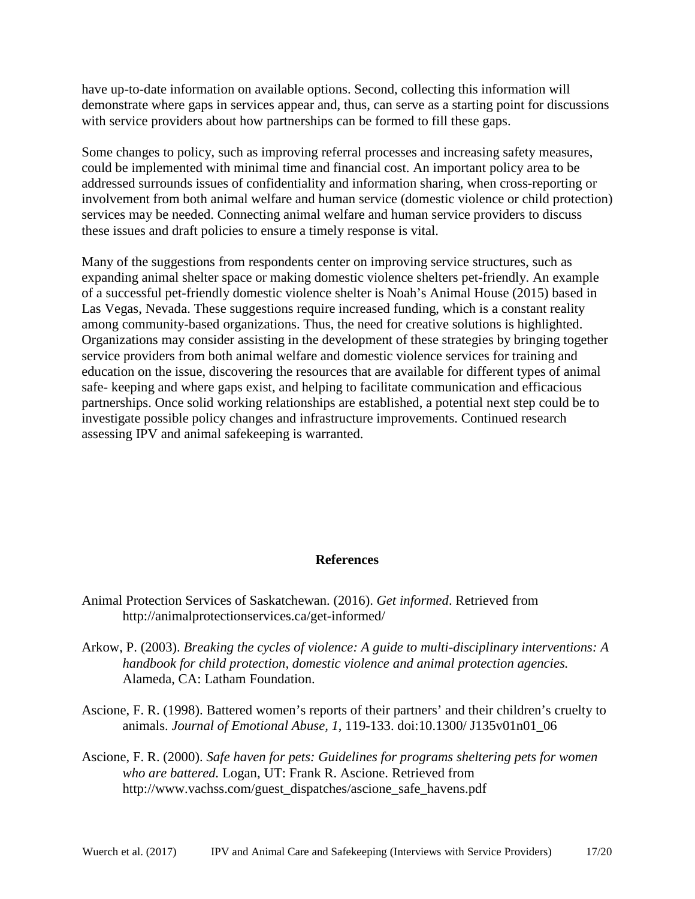have up-to-date information on available options. Second, collecting this information will demonstrate where gaps in services appear and, thus, can serve as a starting point for discussions with service providers about how partnerships can be formed to fill these gaps.

Some changes to policy, such as improving referral processes and increasing safety measures, could be implemented with minimal time and financial cost. An important policy area to be addressed surrounds issues of confidentiality and information sharing, when cross-reporting or involvement from both animal welfare and human service (domestic violence or child protection) services may be needed. Connecting animal welfare and human service providers to discuss these issues and draft policies to ensure a timely response is vital.

Many of the suggestions from respondents center on improving service structures, such as expanding animal shelter space or making domestic violence shelters pet-friendly. An example of a successful pet-friendly domestic violence shelter is Noah's Animal House (2015) based in Las Vegas, Nevada. These suggestions require increased funding, which is a constant reality among community-based organizations. Thus, the need for creative solutions is highlighted. Organizations may consider assisting in the development of these strategies by bringing together service providers from both animal welfare and domestic violence services for training and education on the issue, discovering the resources that are available for different types of animal safe- keeping and where gaps exist, and helping to facilitate communication and efficacious partnerships. Once solid working relationships are established, a potential next step could be to investigate possible policy changes and infrastructure improvements. Continued research assessing IPV and animal safekeeping is warranted.

## References

Animal Protection Services of Saskatchewan. (2016). *Get informed*. Retrieved from http://animalprotectionservices.ca/get-informed/

Arkow, P. (2003). *Breaking the cycles of violence: A guide to multi-disciplinary interventions: A handbook for child protection, domestic violence and animal protection agencies.* Alameda, CA: Latham Foundation.

Ascione, F. R. (1998). Battered women's reports of their partners' and their children's cruelty to animals. *Journal of Emotional Abuse, 1*, 119-133. doi:10.1300/ J135v01n01_06

Ascione, F. R. (2000). *Safe haven for pets: Guidelines for programs sheltering pets for women who are battered.* Logan, UT: Frank R. Ascione. Retrieved from http://www.vachss.com/guest_dispatches/ascione_safe_havens.pdf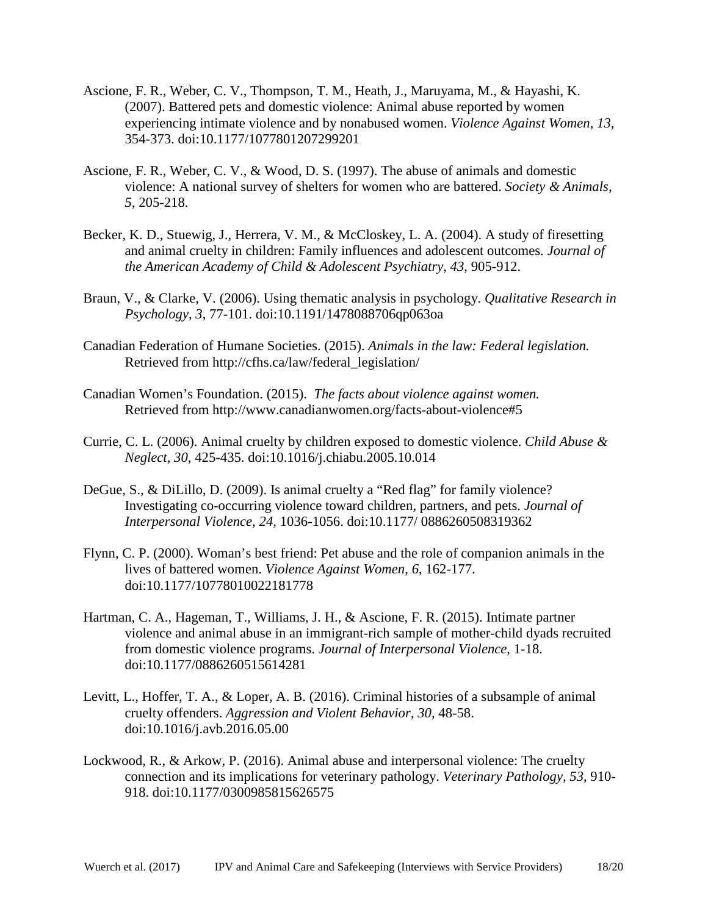Ascione, F. R., Weber, C. V., Thompson, T. M., Heath, J., Maruyama, M., & Hayashi, K. (2007). Battered pets and domestic violence: Animal abuse reported by women experiencing intimate violence and by nonabused women. *Violence Against Women*, *13*, 354-373. doi:10.1177/1077801207299201

Ascione, F. R., Weber, C. V., & Wood, D. S. (1997). The abuse of animals and domestic violence: A national survey of shelters for women who are battered. *Society & Animals, 5*, 205-218.

Becker, K. D., Stuewig, J., Herrera, V. M., & McCloskey, L. A. (2004). A study of firesetting and animal cruelty in children: Family influences and adolescent outcomes. *Journal of the American Academy of Child & Adolescent Psychiatry, 43*, 905-912.

Braun, V., & Clarke, V. (2006). Using thematic analysis in psychology. *Qualitative Research in Psychology, 3*, 77-101. doi:10.1191/1478088706qp063oa

Canadian Federation of Humane Societies. (2015). *Animals in the law: Federal legislation.* Retrieved from http://cfhs.ca/law/federal_legislation/

Canadian Women's Foundation. (2015). *The facts about violence against women.* Retrieved from http://www.canadianwomen.org/facts-about-violence#5

Currie, C. L. (2006). Animal cruelty by children exposed to domestic violence. *Child Abuse & Neglect, 30*, 425-435. doi:10.1016/j.chiabu.2005.10.014

DeGue, S., & DiLillo, D. (2009). Is animal cruelty a "Red flag" for family violence? Investigating co-occurring violence toward children, partners, and pets. *Journal of Interpersonal Violence, 24,* 1036-1056. doi:10.1177/ 0886260508319362

Flynn, C. P. (2000). Woman's best friend: Pet abuse and the role of companion animals in the lives of battered women. *Violence Against Women, 6*, 162-177. doi:10.1177/10778010022181778

Hartman, C. A., Hageman, T., Williams, J. H., & Ascione, F. R. (2015). Intimate partner violence and animal abuse in an immigrant-rich sample of mother-child dyads recruited from domestic violence programs. *Journal of Interpersonal Violence*, 1-18. doi:10.1177/0886260515614281

Levitt, L., Hoffer, T. A., & Loper, A. B. (2016). Criminal histories of a subsample of animal cruelty offenders. *Aggression and Violent Behavior, 30,* 48-58. doi:10.1016/j.avb.2016.05.00

Lockwood, R., & Arkow, P. (2016). Animal abuse and interpersonal violence: The cruelty connection and its implications for veterinary pathology. *Veterinary Pathology, 53*, 910-918. doi:10.1177/0300985815626575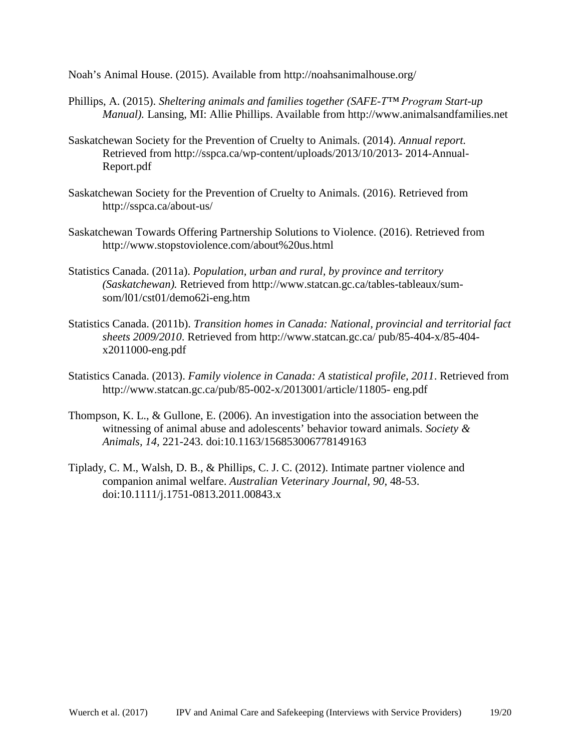Noah's Animal House. (2015). Available from http://noahsanimalhouse.org/

Phillips, A. (2015). *Sheltering animals and families together (SAFE-T™ Program Start-up Manual).* Lansing, MI: Allie Phillips. Available from http://www.animalsandfamilies.net

Saskatchewan Society for the Prevention of Cruelty to Animals. (2014). *Annual report.* Retrieved from http://sspca.ca/wp-content/uploads/2013/10/2013- 2014-Annual-Report.pdf

Saskatchewan Society for the Prevention of Cruelty to Animals. (2016). Retrieved from http://sspca.ca/about-us/

Saskatchewan Towards Offering Partnership Solutions to Violence. (2016). Retrieved from http://www.stopstoviolence.com/about%20us.html

Statistics Canada. (2011a). *Population, urban and rural, by province and territory (Saskatchewan).* Retrieved from http://www.statcan.gc.ca/tables-tableaux/sum-som/l01/cst01/demo62i-eng.htm

Statistics Canada. (2011b). *Transition homes in Canada: National, provincial and territorial fact sheets 2009/2010*. Retrieved from http://www.statcan.gc.ca/ pub/85-404-x/85-404-x2011000-eng.pdf

Statistics Canada. (2013). *Family violence in Canada: A statistical profile, 2011*. Retrieved from http://www.statcan.gc.ca/pub/85-002-x/2013001/article/11805- eng.pdf

Thompson, K. L., & Gullone, E. (2006). An investigation into the association between the witnessing of animal abuse and adolescents' behavior toward animals. *Society & Animals, 14,* 221-243. doi:10.1163/156853006778149163

Tiplady, C. M., Walsh, D. B., & Phillips, C. J. C. (2012). Intimate partner violence and companion animal welfare. *Australian Veterinary Journal, 90,* 48-53. doi:10.1111/j.1751-0813.2011.00843.x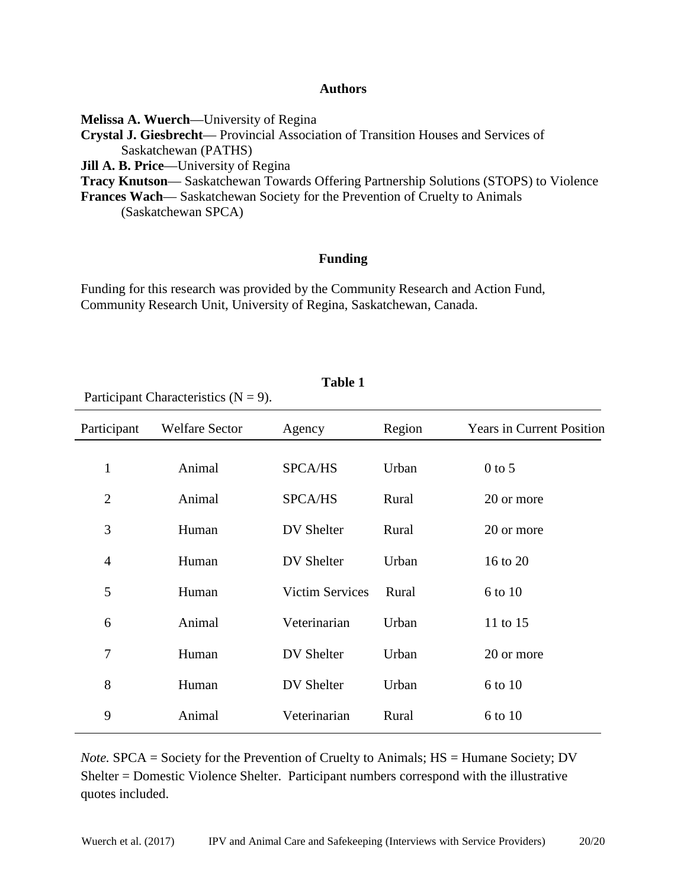## Authors

**Melissa A. Wuerch**—University of Regina  
**Crystal J. Giesbrecht**— Provincial Association of Transition Houses and Services of Saskatchewan (PATHS)  
**Jill A. B. Price**—University of Regina  
**Tracy Knutson**— Saskatchewan Towards Offering Partnership Solutions (STOPS) to Violence  
**Frances Wach**— Saskatchewan Society for the Prevention of Cruelty to Animals (Saskatchewan SPCA)

## Funding

Funding for this research was provided by the Community Research and Action Fund, Community Research Unit, University of Regina, Saskatchewan, Canada.

**Table 1**

Participant Characteristics (N = 9).

| Participant | Welfare Sector | Agency | Region | Years in Current Position |
|---|---|---|---|---|
| 1 | Animal | SPCA/HS | Urban | 0 to 5 |
| 2 | Animal | SPCA/HS | Rural | 20 or more |
| 3 | Human | DV Shelter | Rural | 20 or more |
| 4 | Human | DV Shelter | Urban | 16 to 20 |
| 5 | Human | Victim Services | Rural | 6 to 10 |
| 6 | Animal | Veterinarian | Urban | 11 to 15 |
| 7 | Human | DV Shelter | Urban | 20 or more |
| 8 | Human | DV Shelter | Urban | 6 to 10 |
| 9 | Animal | Veterinarian | Rural | 6 to 10 |

*Note.* SPCA = Society for the Prevention of Cruelty to Animals; HS = Humane Society; DV Shelter = Domestic Violence Shelter. Participant numbers correspond with the illustrative quotes included.